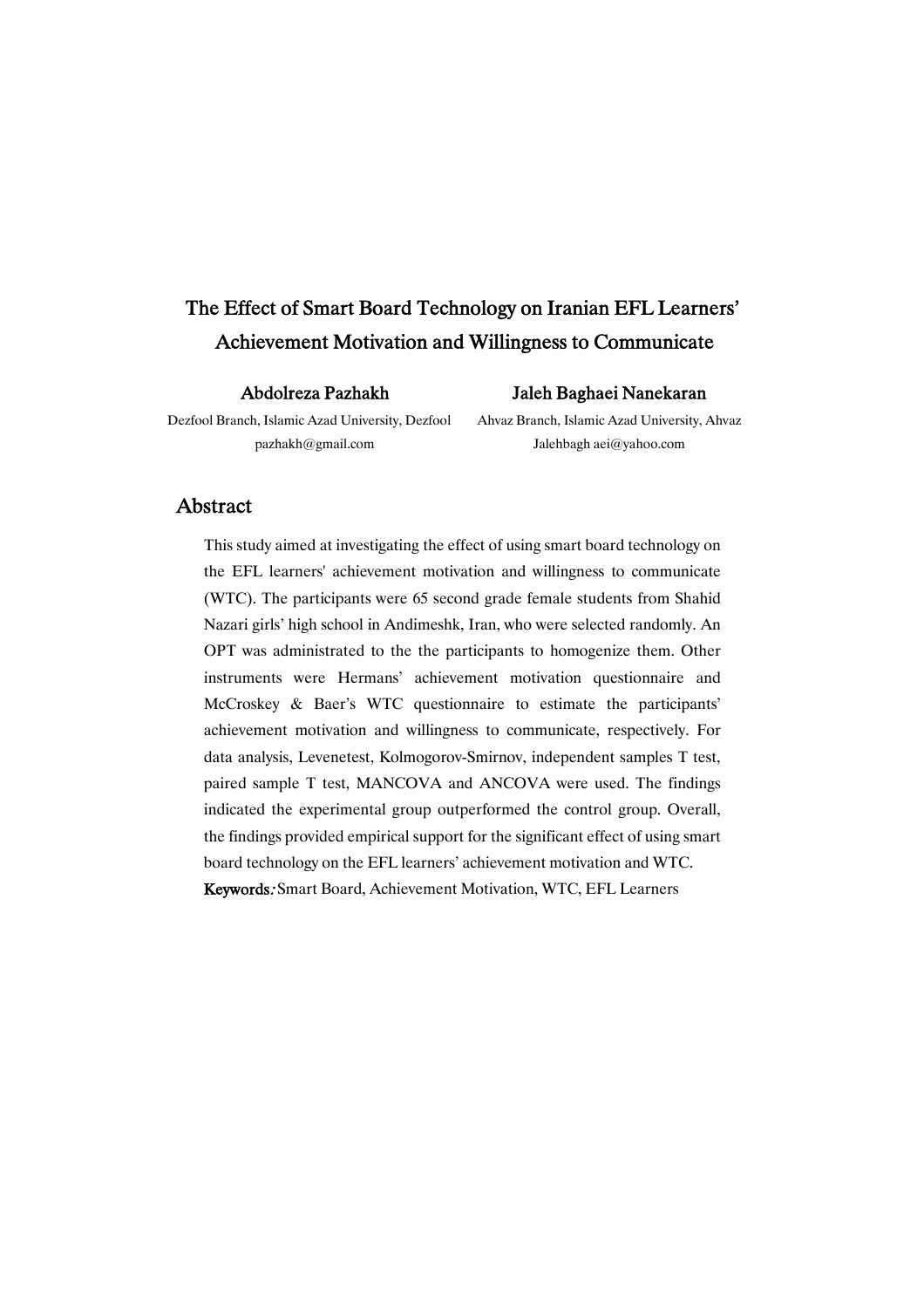# The Effect of Smart Board Technology on Iranian EFL Learners' Achievement Motivation and Willingness to Communicate

**Abdolreza Pazhakh**
Dezfool Branch, Islamic Azad University, Dezfool
pazhakh@gmail.com

**Jaleh Baghaei Nanekaran**
Ahvaz Branch, Islamic Azad University, Ahvaz
Jalehbagh aei@yahoo.com

## Abstract

This study aimed at investigating the effect of using smart board technology on the EFL learners' achievement motivation and willingness to communicate (WTC). The participants were 65 second grade female students from Shahid Nazari girls' high school in Andimeshk, Iran, who were selected randomly. An OPT was administrated to the the participants to homogenize them. Other instruments were Hermans' achievement motivation questionnaire and McCroskey & Baer's WTC questionnaire to estimate the participants' achievement motivation and willingness to communicate, respectively. For data analysis, Levenetest, Kolmogorov-Smirnov, independent samples T test, paired sample T test, MANCOVA and ANCOVA were used. The findings indicated the experimental group outperformed the control group. Overall, the findings provided empirical support for the significant effect of using smart board technology on the EFL learners' achievement motivation and WTC.

**Keywords:** Smart Board, Achievement Motivation, WTC, EFL Learners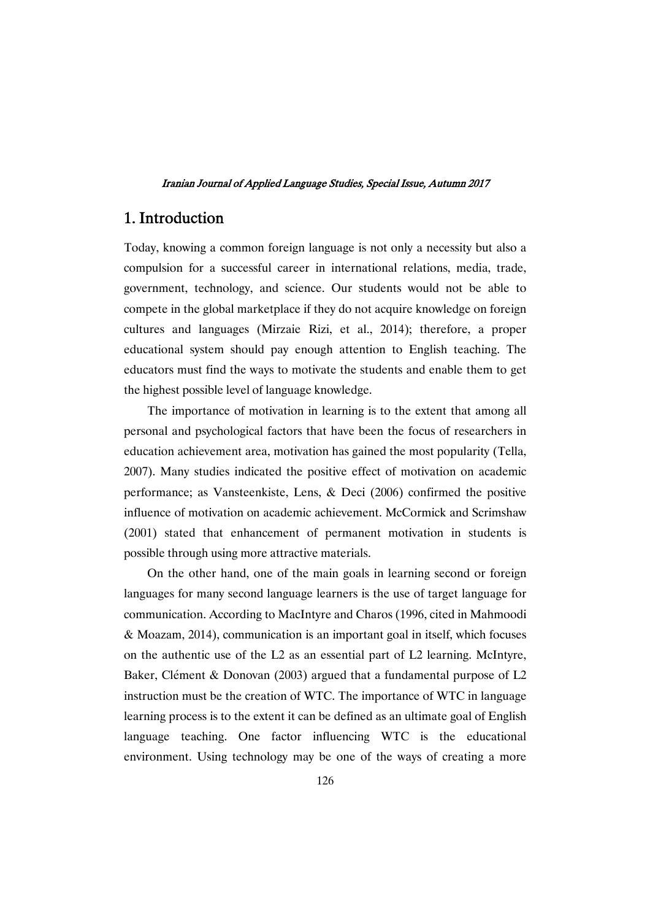## 1. Introduction

Today, knowing a common foreign language is not only a necessity but also a compulsion for a successful career in international relations, media, trade, government, technology, and science. Our students would not be able to compete in the global marketplace if they do not acquire knowledge on foreign cultures and languages (Mirzaie Rizi, et al., 2014); therefore, a proper educational system should pay enough attention to English teaching. The educators must find the ways to motivate the students and enable them to get the highest possible level of language knowledge.

The importance of motivation in learning is to the extent that among all personal and psychological factors that have been the focus of researchers in education achievement area, motivation has gained the most popularity (Tella, 2007). Many studies indicated the positive effect of motivation on academic performance; as Vansteenkiste, Lens, & Deci (2006) confirmed the positive influence of motivation on academic achievement. McCormick and Scrimshaw (2001) stated that enhancement of permanent motivation in students is possible through using more attractive materials.

On the other hand, one of the main goals in learning second or foreign languages for many second language learners is the use of target language for communication. According to MacIntyre and Charos (1996, cited in Mahmoodi & Moazam, 2014), communication is an important goal in itself, which focuses on the authentic use of the L2 as an essential part of L2 learning. McIntyre, Baker, Clément & Donovan (2003) argued that a fundamental purpose of L2 instruction must be the creation of WTC. The importance of WTC in language learning process is to the extent it can be defined as an ultimate goal of English language teaching. One factor influencing WTC is the educational environment. Using technology may be one of the ways of creating a more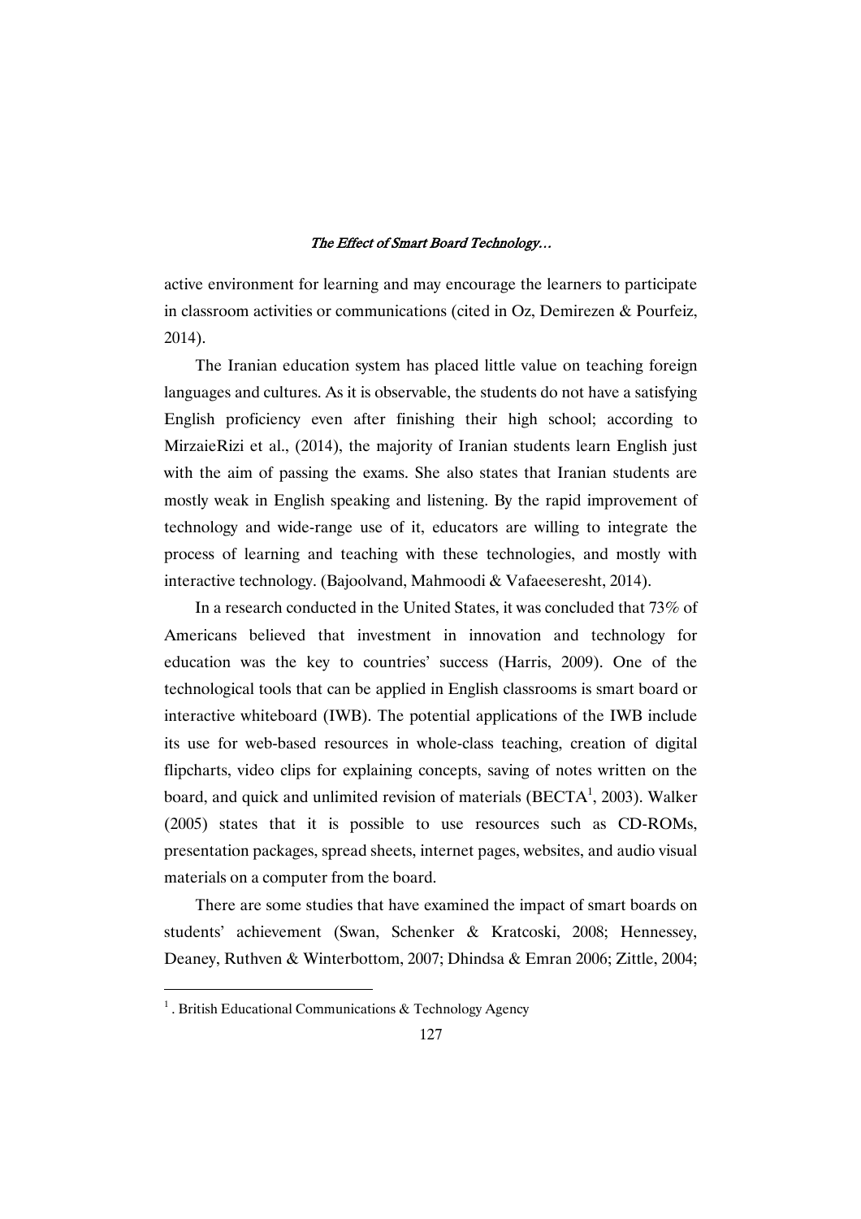active environment for learning and may encourage the learners to participate in classroom activities or communications (cited in Oz, Demirezen & Pourfeiz, 2014).

The Iranian education system has placed little value on teaching foreign languages and cultures. As it is observable, the students do not have a satisfying English proficiency even after finishing their high school; according to MirzaieRizi et al., (2014), the majority of Iranian students learn English just with the aim of passing the exams. She also states that Iranian students are mostly weak in English speaking and listening. By the rapid improvement of technology and wide-range use of it, educators are willing to integrate the process of learning and teaching with these technologies, and mostly with interactive technology. (Bajoolvand, Mahmoodi & Vafaeeseresht, 2014).

In a research conducted in the United States, it was concluded that 73% of Americans believed that investment in innovation and technology for education was the key to countries' success (Harris, 2009). One of the technological tools that can be applied in English classrooms is smart board or interactive whiteboard (IWB). The potential applications of the IWB include its use for web-based resources in whole-class teaching, creation of digital flipcharts, video clips for explaining concepts, saving of notes written on the board, and quick and unlimited revision of materials (BECTA[1], 2003). Walker (2005) states that it is possible to use resources such as CD-ROMs, presentation packages, spread sheets, internet pages, websites, and audio visual materials on a computer from the board.

There are some studies that have examined the impact of smart boards on students' achievement (Swan, Schenker & Kratcoski, 2008; Hennessey, Deaney, Ruthven & Winterbottom, 2007; Dhindsa & Emran 2006; Zittle, 2004;

---

[1] . British Educational Communications & Technology Agency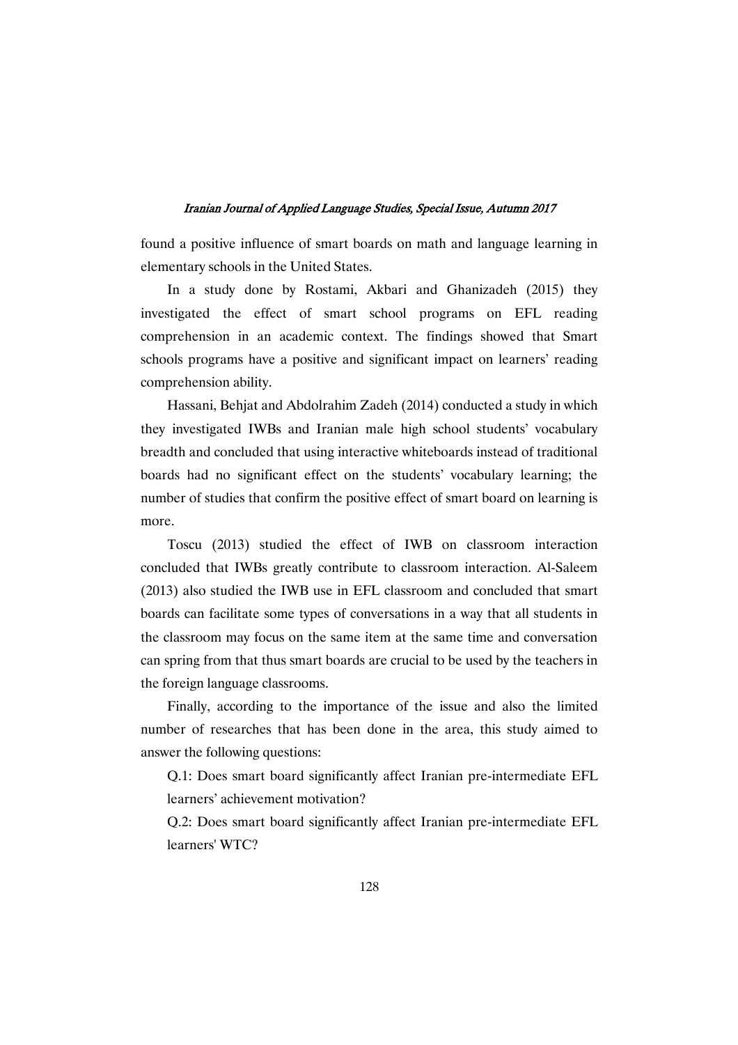found a positive influence of smart boards on math and language learning in elementary schools in the United States.

In a study done by Rostami, Akbari and Ghanizadeh (2015) they investigated the effect of smart school programs on EFL reading comprehension in an academic context. The findings showed that Smart schools programs have a positive and significant impact on learners' reading comprehension ability.

Hassani, Behjat and Abdolrahim Zadeh (2014) conducted a study in which they investigated IWBs and Iranian male high school students' vocabulary breadth and concluded that using interactive whiteboards instead of traditional boards had no significant effect on the students' vocabulary learning; the number of studies that confirm the positive effect of smart board on learning is more.

Toscu (2013) studied the effect of IWB on classroom interaction concluded that IWBs greatly contribute to classroom interaction. Al-Saleem (2013) also studied the IWB use in EFL classroom and concluded that smart boards can facilitate some types of conversations in a way that all students in the classroom may focus on the same item at the same time and conversation can spring from that thus smart boards are crucial to be used by the teachers in the foreign language classrooms.

Finally, according to the importance of the issue and also the limited number of researches that has been done in the area, this study aimed to answer the following questions:

Q.1: Does smart board significantly affect Iranian pre-intermediate EFL learners' achievement motivation?

Q.2: Does smart board significantly affect Iranian pre-intermediate EFL learners' WTC?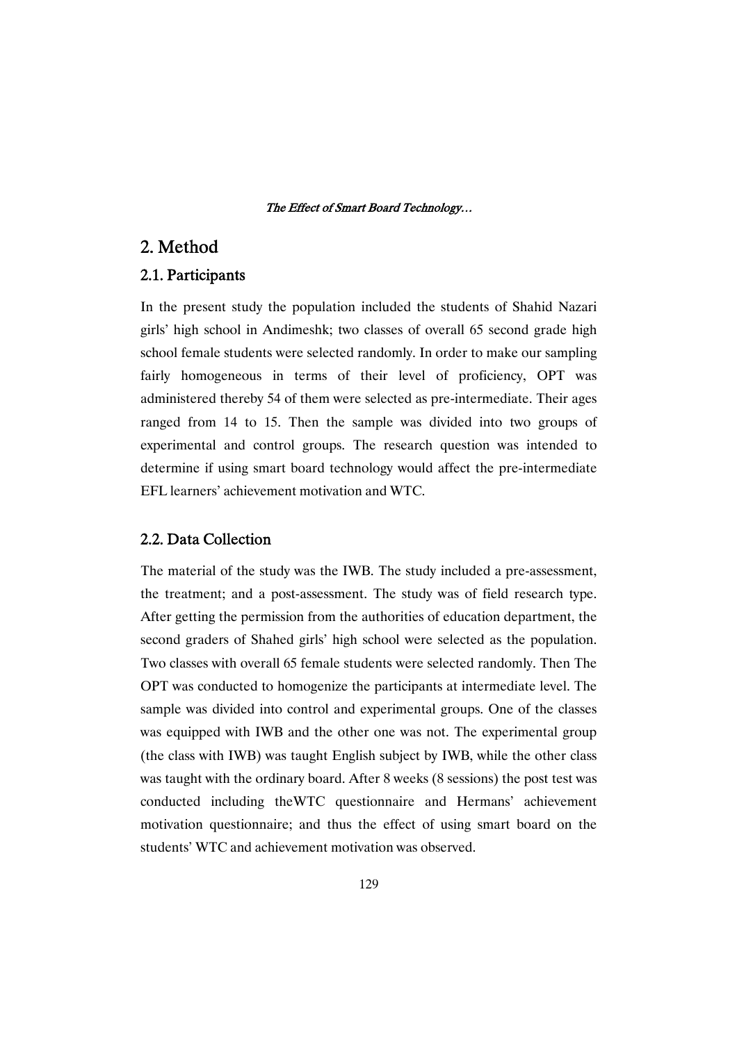## 2. Method

### 2.1. Participants

In the present study the population included the students of Shahid Nazari girls' high school in Andimeshk; two classes of overall 65 second grade high school female students were selected randomly. In order to make our sampling fairly homogeneous in terms of their level of proficiency, OPT was administered thereby 54 of them were selected as pre-intermediate. Their ages ranged from 14 to 15. Then the sample was divided into two groups of experimental and control groups. The research question was intended to determine if using smart board technology would affect the pre-intermediate EFL learners' achievement motivation and WTC.

### 2.2. Data Collection

The material of the study was the IWB. The study included a pre-assessment, the treatment; and a post-assessment. The study was of field research type. After getting the permission from the authorities of education department, the second graders of Shahed girls' high school were selected as the population. Two classes with overall 65 female students were selected randomly. Then The OPT was conducted to homogenize the participants at intermediate level. The sample was divided into control and experimental groups. One of the classes was equipped with IWB and the other one was not. The experimental group (the class with IWB) was taught English subject by IWB, while the other class was taught with the ordinary board. After 8 weeks (8 sessions) the post test was conducted including theWTC questionnaire and Hermans' achievement motivation questionnaire; and thus the effect of using smart board on the students' WTC and achievement motivation was observed.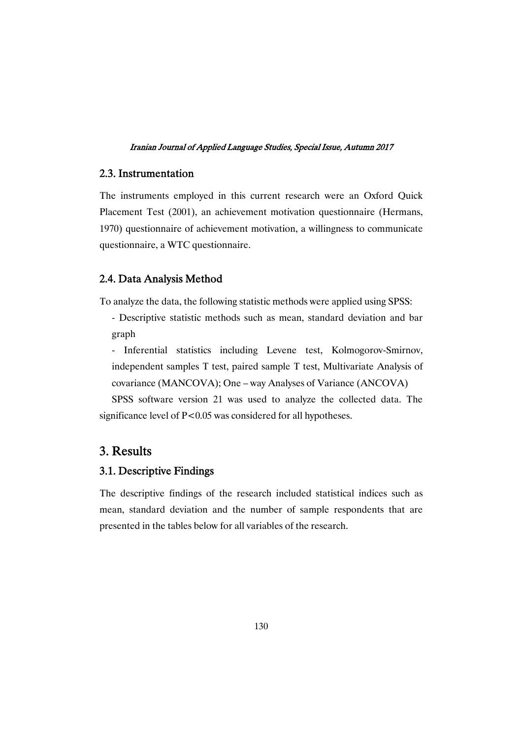### 2.3. Instrumentation

The instruments employed in this current research were an Oxford Quick Placement Test (2001), an achievement motivation questionnaire (Hermans, 1970) questionnaire of achievement motivation, a willingness to communicate questionnaire, a WTC questionnaire.

### 2.4. Data Analysis Method

To analyze the data, the following statistic methods were applied using SPSS:

- Descriptive statistic methods such as mean, standard deviation and bar graph
- Inferential statistics including Levene test, Kolmogorov-Smirnov, independent samples T test, paired sample T test, Multivariate Analysis of covariance (MANCOVA); One – way Analyses of Variance (ANCOVA)

SPSS software version 21 was used to analyze the collected data. The significance level of $P<0.05$ was considered for all hypotheses.

## 3. Results

### 3.1. Descriptive Findings

The descriptive findings of the research included statistical indices such as mean, standard deviation and the number of sample respondents that are presented in the tables below for all variables of the research.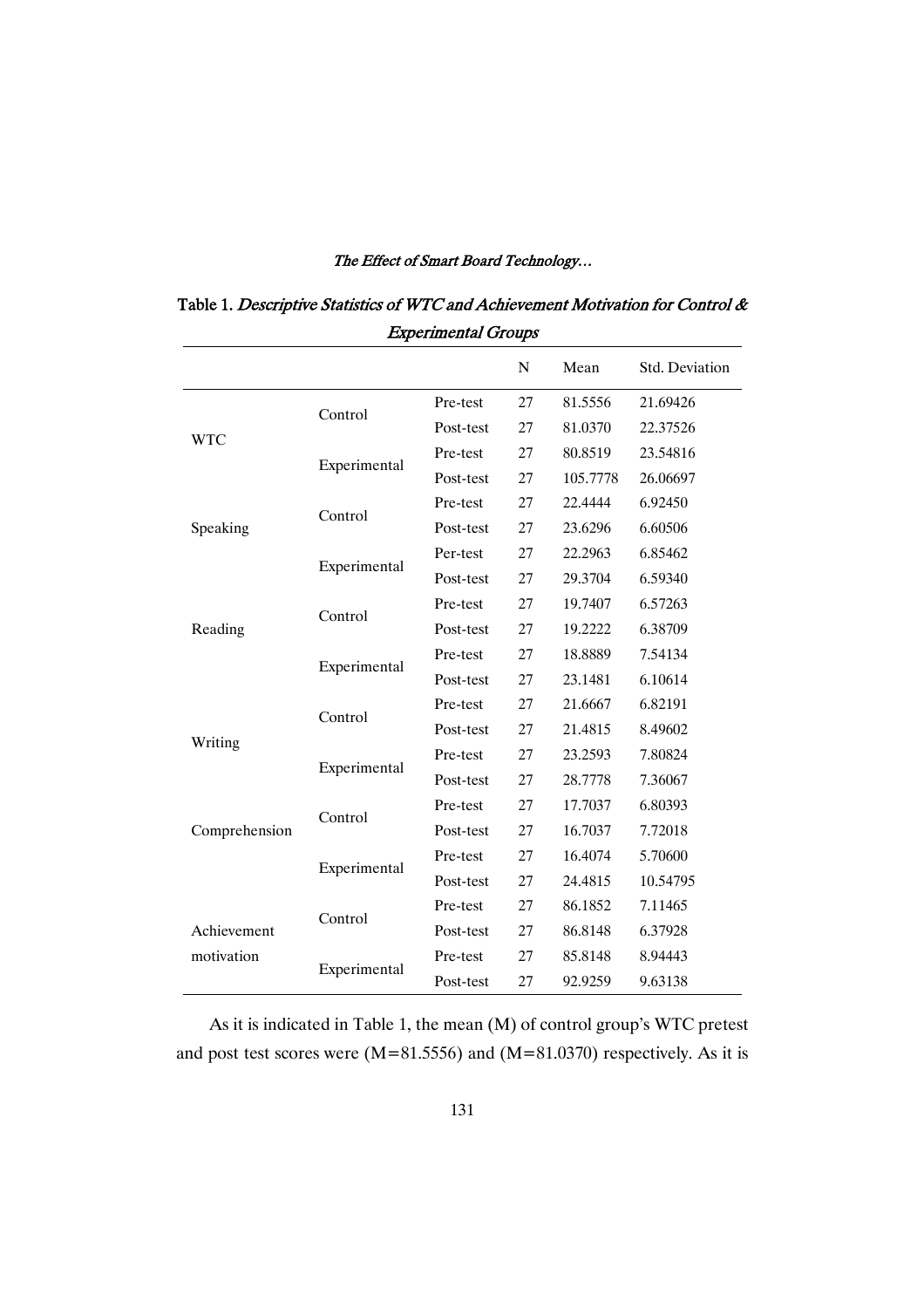Table 1. *Descriptive Statistics of WTC and Achievement Motivation for Control & Experimental Groups*

| | | | N | Mean | Std. Deviation |
|---|---|---|---|---|---|
| WTC | Control | Pre-test | 27 | 81.5556 | 21.69426 |
| | | Post-test | 27 | 81.0370 | 22.37526 |
| | Experimental | Pre-test | 27 | 80.8519 | 23.54816 |
| | | Post-test | 27 | 105.7778 | 26.06697 |
| Speaking | Control | Pre-test | 27 | 22.4444 | 6.92450 |
| | | Post-test | 27 | 23.6296 | 6.60506 |
| | Experimental | Per-test | 27 | 22.2963 | 6.85462 |
| | | Post-test | 27 | 29.3704 | 6.59340 |
| Reading | Control | Pre-test | 27 | 19.7407 | 6.57263 |
| | | Post-test | 27 | 19.2222 | 6.38709 |
| | Experimental | Pre-test | 27 | 18.8889 | 7.54134 |
| | | Post-test | 27 | 23.1481 | 6.10614 |
| Writing | Control | Pre-test | 27 | 21.6667 | 6.82191 |
| | | Post-test | 27 | 21.4815 | 8.49602 |
| | Experimental | Pre-test | 27 | 23.2593 | 7.80824 |
| | | Post-test | 27 | 28.7778 | 7.36067 |
| Comprehension | Control | Pre-test | 27 | 17.7037 | 6.80393 |
| | | Post-test | 27 | 16.7037 | 7.72018 |
| | Experimental | Pre-test | 27 | 16.4074 | 5.70600 |
| | | Post-test | 27 | 24.4815 | 10.54795 |
| Achievement motivation | Control | Pre-test | 27 | 86.1852 | 7.11465 |
| | | Post-test | 27 | 86.8148 | 6.37928 |
| | Experimental | Pre-test | 27 | 85.8148 | 8.94443 |
| | | Post-test | 27 | 92.9259 | 9.63138 |

As it is indicated in Table 1, the mean (M) of control group's WTC pretest and post test scores were (M=81.5556) and (M=81.0370) respectively. As it is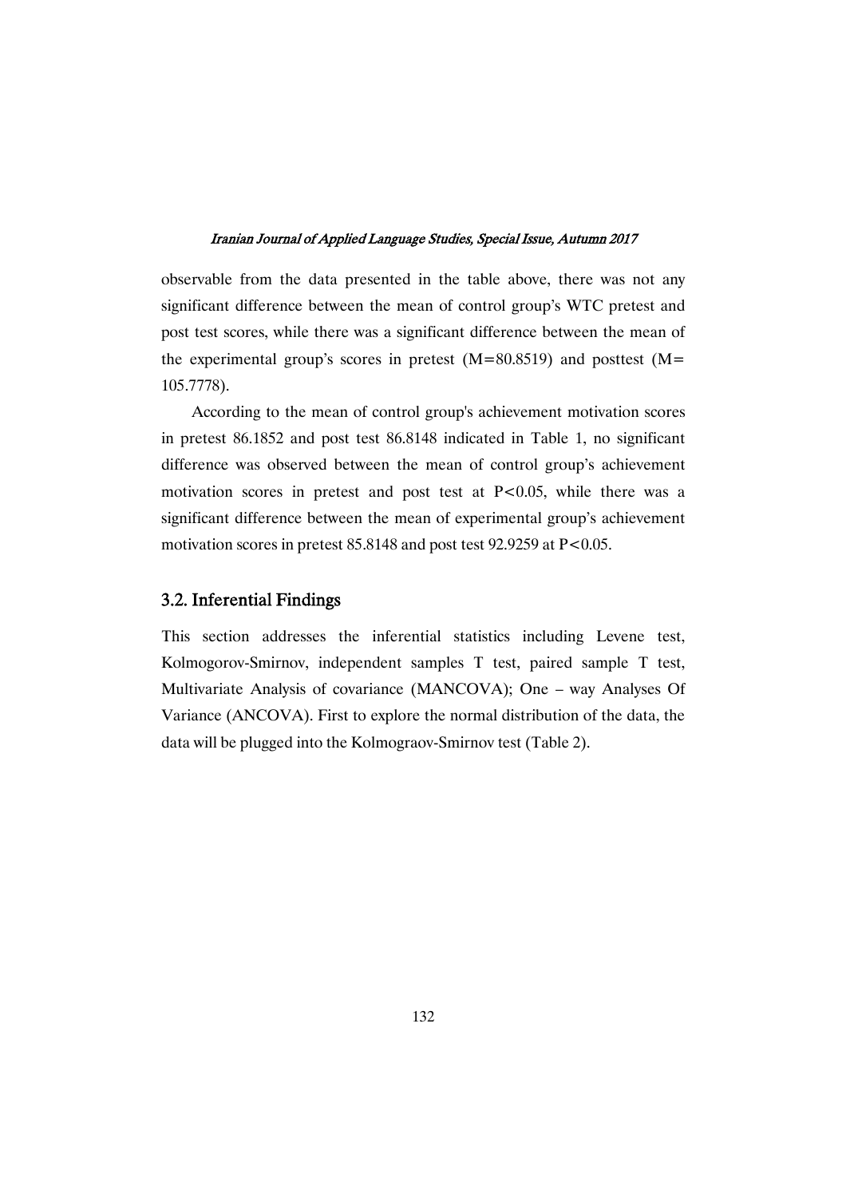observable from the data presented in the table above, there was not any significant difference between the mean of control group's WTC pretest and post test scores, while there was a significant difference between the mean of the experimental group's scores in pretest (M=80.8519) and posttest (M= 105.7778).

According to the mean of control group's achievement motivation scores in pretest 86.1852 and post test 86.8148 indicated in Table 1, no significant difference was observed between the mean of control group's achievement motivation scores in pretest and post test at $P<0.05$, while there was a significant difference between the mean of experimental group's achievement motivation scores in pretest 85.8148 and post test 92.9259 at $P<0.05$.

## 3.2. Inferential Findings

This section addresses the inferential statistics including Levene test, Kolmogorov-Smirnov, independent samples T test, paired sample T test, Multivariate Analysis of covariance (MANCOVA); One – way Analyses Of Variance (ANCOVA). First to explore the normal distribution of the data, the data will be plugged into the Kolmograov-Smirnov test (Table 2).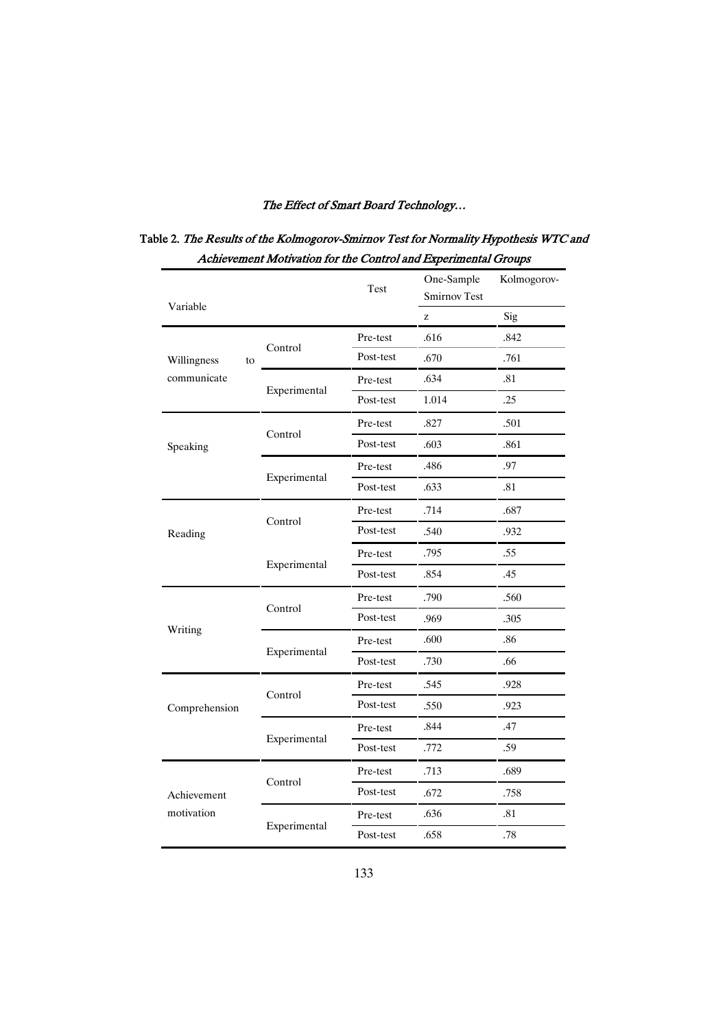**Table 2.** *The Results of the Kolmogorov-Smirnov Test for Normality Hypothesis WTC and Achievement Motivation for the Control and Experimental Groups*

| Variable | | Test | One-Sample Kolmogorov-Smirnov Test | |
|---|---|---|---|---|
| | | | z | Sig |
| Willingness to communicate | Control | Pre-test | .616 | .842 |
| | | Post-test | .670 | .761 |
| | Experimental | Pre-test | .634 | .81 |
| | | Post-test | 1.014 | .25 |
| Speaking | Control | Pre-test | .827 | .501 |
| | | Post-test | .603 | .861 |
| | Experimental | Pre-test | .486 | .97 |
| | | Post-test | .633 | .81 |
| Reading | Control | Pre-test | .714 | .687 |
| | | Post-test | .540 | .932 |
| | Experimental | Pre-test | .795 | .55 |
| | | Post-test | .854 | .45 |
| Writing | Control | Pre-test | .790 | .560 |
| | | Post-test | .969 | .305 |
| | Experimental | Pre-test | .600 | .86 |
| | | Post-test | .730 | .66 |
| Comprehension | Control | Pre-test | .545 | .928 |
| | | Post-test | .550 | .923 |
| | Experimental | Pre-test | .844 | .47 |
| | | Post-test | .772 | .59 |
| Achievement motivation | Control | Pre-test | .713 | .689 |
| | | Post-test | .672 | .758 |
| | Experimental | Pre-test | .636 | .81 |
| | | Post-test | .658 | .78 |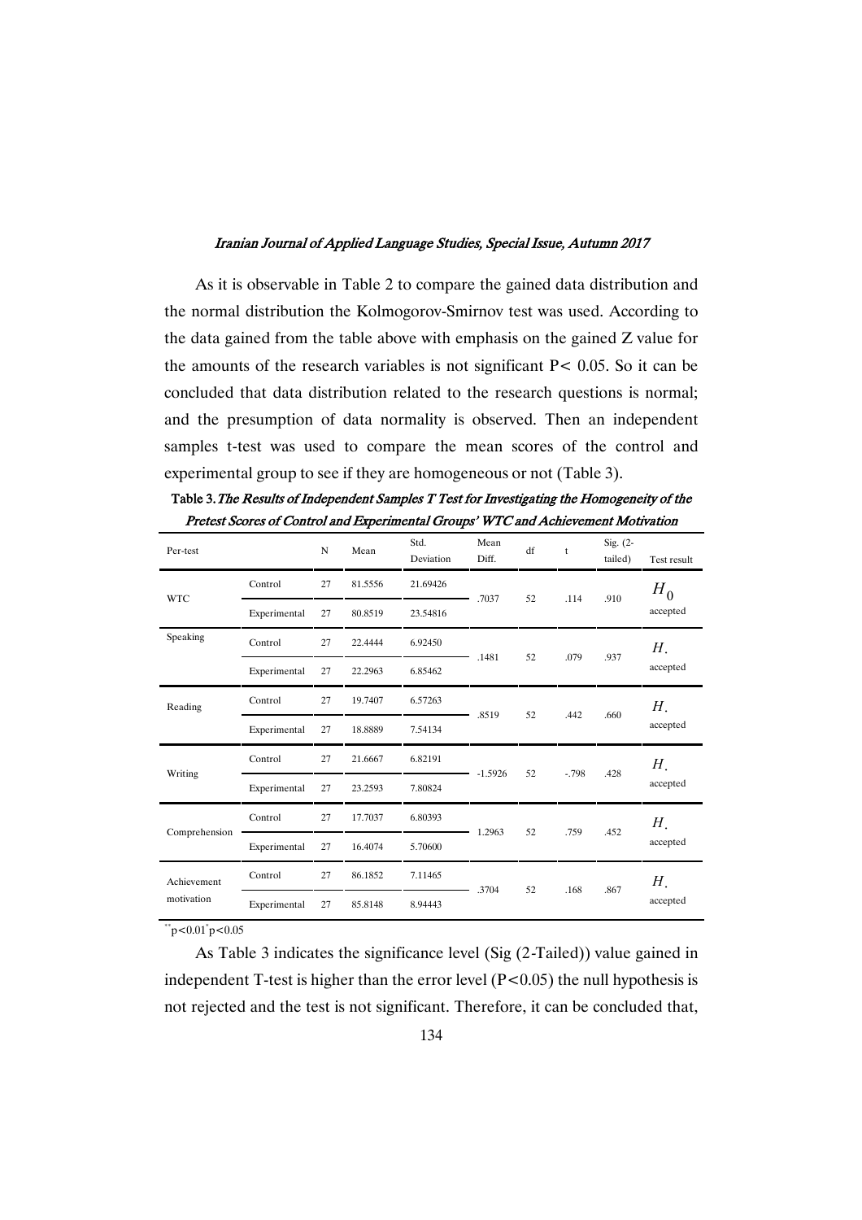As it is observable in Table 2 to compare the gained data distribution and the normal distribution the Kolmogorov-Smirnov test was used. According to the data gained from the table above with emphasis on the gained Z value for the amounts of the research variables is not significant $P< 0.05$. So it can be concluded that data distribution related to the research questions is normal; and the presumption of data normality is observed. Then an independent samples t-test was used to compare the mean scores of the control and experimental group to see if they are homogeneous or not (Table 3).

**Table 3.** *The Results of Independent Samples T Test for Investigating the Homogeneity of the Pretest Scores of Control and Experimental Groups' WTC and Achievement Motivation*

| Per-test | | N | Mean | Std. Deviation | Mean Diff. | df | t | Sig. (2-tailed) | Test result |
|---|---|---|---|---|---|---|---|---|---|
| WTC | Control | 27 | 81.5556 | 21.69426 | .7037 | 52 | .114 | .910 | $H_0$ accepted |
| | Experimental | 27 | 80.8519 | 23.54816 | | | | | |
| Speaking | Control | 27 | 22.4444 | 6.92450 | .1481 | 52 | .079 | .937 | $H_.$ accepted |
| | Experimental | 27 | 22.2963 | 6.85462 | | | | | |
| Reading | Control | 27 | 19.7407 | 6.57263 | .8519 | 52 | .442 | .660 | $H_.$ accepted |
| | Experimental | 27 | 18.8889 | 7.54134 | | | | | |
| Writing | Control | 27 | 21.6667 | 6.82191 | -1.5926 | 52 | -.798 | .428 | $H_.$ accepted |
| | Experimental | 27 | 23.2593 | 7.80824 | | | | | |
| Comprehension | Control | 27 | 17.7037 | 6.80393 | 1.2963 | 52 | .759 | .452 | $H_.$ accepted |
| | Experimental | 27 | 16.4074 | 5.70600 | | | | | |
| Achievement motivation | Control | 27 | 86.1852 | 7.11465 | .3704 | 52 | .168 | .867 | $H_.$ accepted |
| | Experimental | 27 | 85.8148 | 8.94443 | | | | | |

$^{**}p<0.01$ $^{*}p<0.05$

As Table 3 indicates the significance level (Sig (2-Tailed)) value gained in independent T-test is higher than the error level ($P<0.05$) the null hypothesis is not rejected and the test is not significant. Therefore, it can be concluded that,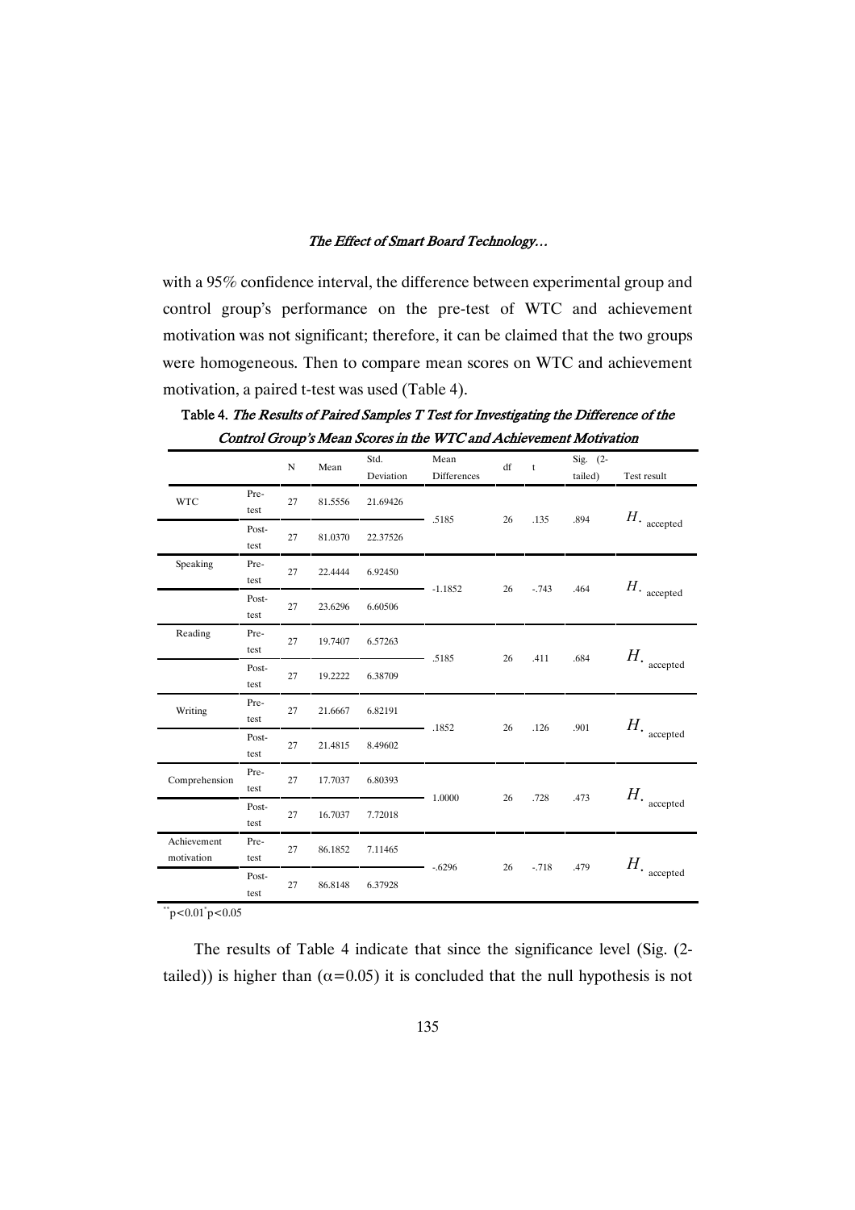with a 95% confidence interval, the difference between experimental group and control group's performance on the pre-test of WTC and achievement motivation was not significant; therefore, it can be claimed that the two groups were homogeneous. Then to compare mean scores on WTC and achievement motivation, a paired t-test was used (Table 4).

**Table 4.** *The Results of Paired Samples T Test for Investigating the Difference of the Control Group's Mean Scores in the WTC and Achievement Motivation*

| | | N | Mean | Std. Deviation | Mean Differences | df | t | Sig. (2-tailed) | Test result |
|---|---|---|---|---|---|---|---|---|---|
| WTC | Pre-test | 27 | 81.5556 | 21.69426 | .5185 | 26 | .135 | .894 | $H_.$ accepted |
| | Post-test | 27 | 81.0370 | 22.37526 | | | | | |
| Speaking | Pre-test | 27 | 22.4444 | 6.92450 | -1.1852 | 26 | -.743 | .464 | $H_.$ accepted |
| | Post-test | 27 | 23.6296 | 6.60506 | | | | | |
| Reading | Pre-test | 27 | 19.7407 | 6.57263 | .5185 | 26 | .411 | .684 | $H_.$ accepted |
| | Post-test | 27 | 19.2222 | 6.38709 | | | | | |
| Writing | Pre-test | 27 | 21.6667 | 6.82191 | .1852 | 26 | .126 | .901 | $H_.$ accepted |
| | Post-test | 27 | 21.4815 | 8.49602 | | | | | |
| Comprehension | Pre-test | 27 | 17.7037 | 6.80393 | 1.0000 | 26 | .728 | .473 | $H_.$ accepted |
| | Post-test | 27 | 16.7037 | 7.72018 | | | | | |
| Achievement motivation | Pre-test | 27 | 86.1852 | 7.11465 | -.6296 | 26 | -.718 | .479 | $H_.$ accepted |
| | Post-test | 27 | 86.8148 | 6.37928 | | | | | |

$^{**}p<0.01$ $^{*}p<0.05$

The results of Table 4 indicate that since the significance level (Sig. (2-tailed)) is higher than ($\alpha=0.05$) it is concluded that the null hypothesis is not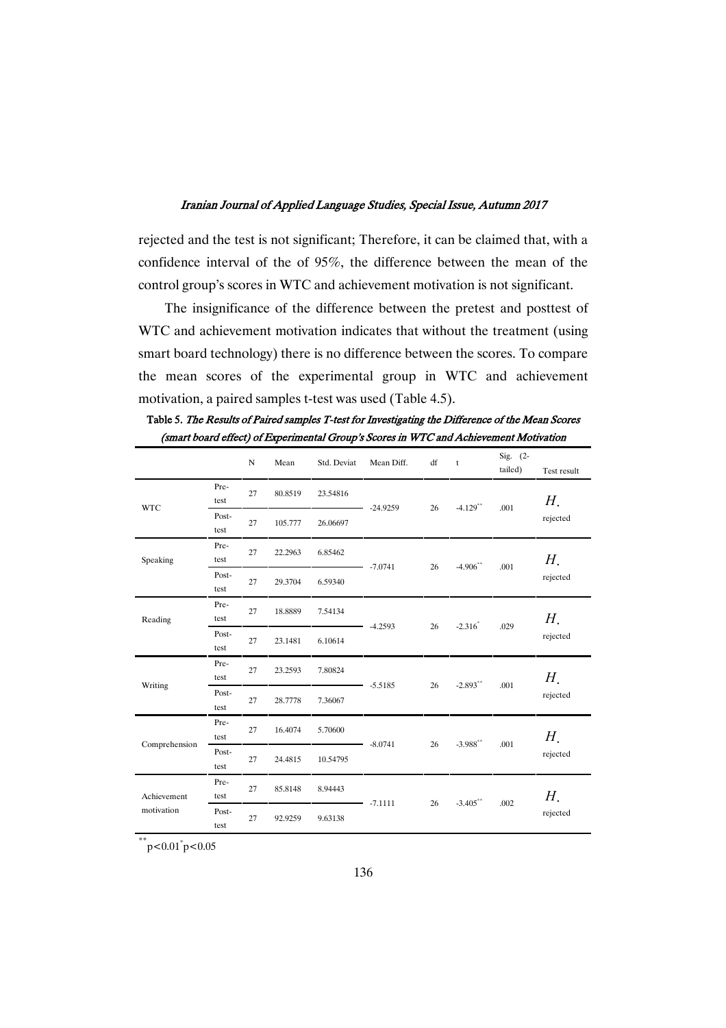rejected and the test is not significant; Therefore, it can be claimed that, with a confidence interval of the of 95%, the difference between the mean of the control group's scores in WTC and achievement motivation is not significant.

The insignificance of the difference between the pretest and posttest of WTC and achievement motivation indicates that without the treatment (using smart board technology) there is no difference between the scores. To compare the mean scores of the experimental group in WTC and achievement motivation, a paired samples t-test was used (Table 4.5).

**Table 5.** *The Results of Paired samples T-test for Investigating the Difference of the Mean Scores (smart board effect) of Experimental Group's Scores in WTC and Achievement Motivation*

| | | N | Mean | Std. Deviat | Mean Diff. | df | t | Sig. (2-tailed) | Test result |
|---|---|---|---|---|---|---|---|---|---|
| WTC | Pre-test | 27 | 80.8519 | 23.54816 | -24.9259 | 26 | $-4.129^{**}$ | .001 | $H_.$ rejected |
| | Post-test | 27 | 105.777 | 26.06697 | | | | | |
| Speaking | Pre-test | 27 | 22.2963 | 6.85462 | -7.0741 | 26 | $-4.906^{**}$ | .001 | $H_.$ rejected |
| | Post-test | 27 | 29.3704 | 6.59340 | | | | | |
| Reading | Pre-test | 27 | 18.8889 | 7.54134 | -4.2593 | 26 | $-2.316^{*}$ | .029 | $H_.$ rejected |
| | Post-test | 27 | 23.1481 | 6.10614 | | | | | |
| Writing | Pre-test | 27 | 23.2593 | 7.80824 | -5.5185 | 26 | $-2.893^{**}$ | .001 | $H_.$ rejected |
| | Post-test | 27 | 28.7778 | 7.36067 | | | | | |
| Comprehension | Pre-test | 27 | 16.4074 | 5.70600 | -8.0741 | 26 | $-3.988^{**}$ | .001 | $H_.$ rejected |
| | Post-test | 27 | 24.4815 | 10.54795 | | | | | |
| Achievement motivation | Pre-test | 27 | 85.8148 | 8.94443 | -7.1111 | 26 | $-3.405^{**}$ | .002 | $H_.$ rejected |
| | Post-test | 27 | 92.9259 | 9.63138 | | | | | |

$^{**}p<0.01$ $^{*}p<0.05$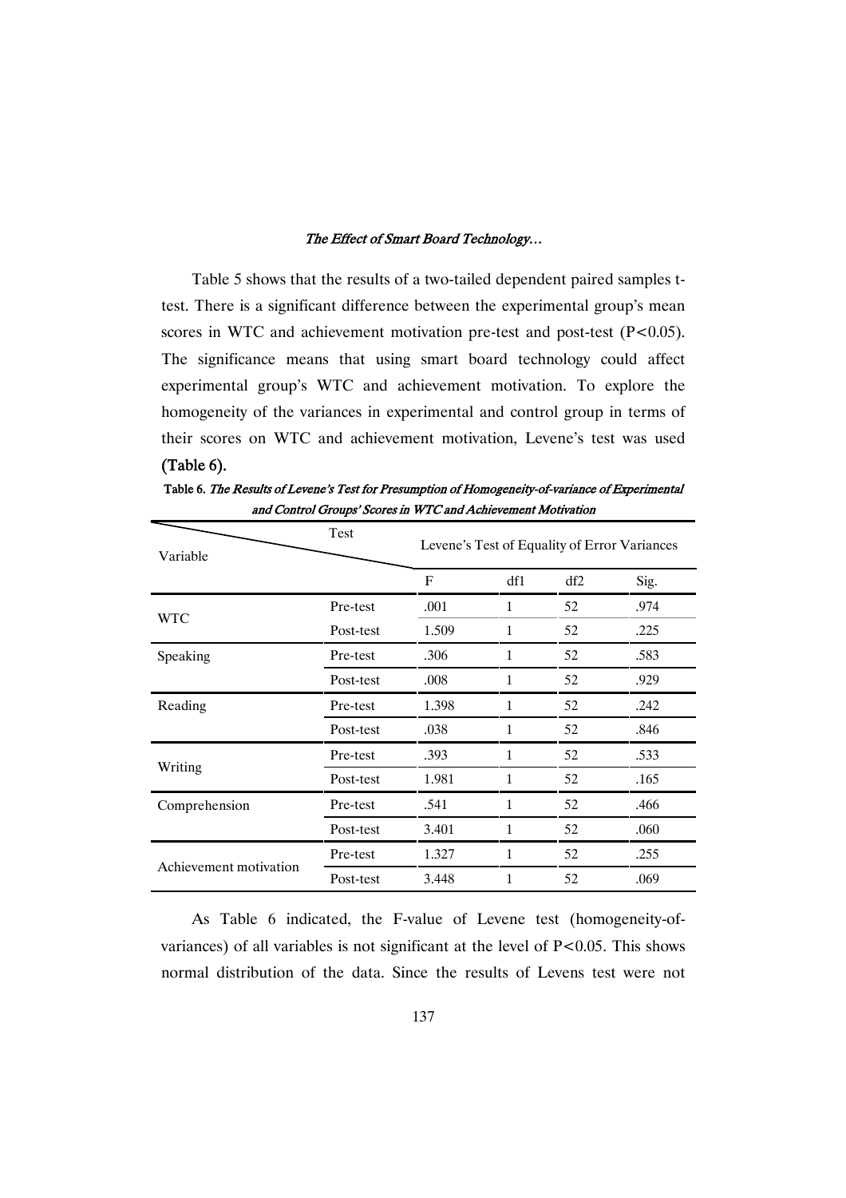Table 5 shows that the results of a two-tailed dependent paired samples t-test. There is a significant difference between the experimental group's mean scores in WTC and achievement motivation pre-test and post-test ($P<0.05$). The significance means that using smart board technology could affect experimental group's WTC and achievement motivation. To explore the homogeneity of the variances in experimental and control group in terms of their scores on WTC and achievement motivation, Levene's test was used **(Table 6).**

**Table 6.** *The Results of Levene's Test for Presumption of Homogeneity-of-variance of Experimental and Control Groups' Scores in WTC and Achievement Motivation*

| Variable | Test | Levene's Test of Equality of Error Variances | | | |
|---|---|---|---|---|---|
| | | F | df1 | df2 | Sig. |
| WTC | Pre-test | .001 | 1 | 52 | .974 |
| | Post-test | 1.509 | 1 | 52 | .225 |
| Speaking | Pre-test | .306 | 1 | 52 | .583 |
| | Post-test | .008 | 1 | 52 | .929 |
| Reading | Pre-test | 1.398 | 1 | 52 | .242 |
| | Post-test | .038 | 1 | 52 | .846 |
| Writing | Pre-test | .393 | 1 | 52 | .533 |
| | Post-test | 1.981 | 1 | 52 | .165 |
| Comprehension | Pre-test | .541 | 1 | 52 | .466 |
| | Post-test | 3.401 | 1 | 52 | .060 |
| Achievement motivation | Pre-test | 1.327 | 1 | 52 | .255 |
| | Post-test | 3.448 | 1 | 52 | .069 |

As Table 6 indicated, the F-value of Levene test (homogeneity-of-variances) of all variables is not significant at the level of $P<0.05$. This shows normal distribution of the data. Since the results of Levens test were not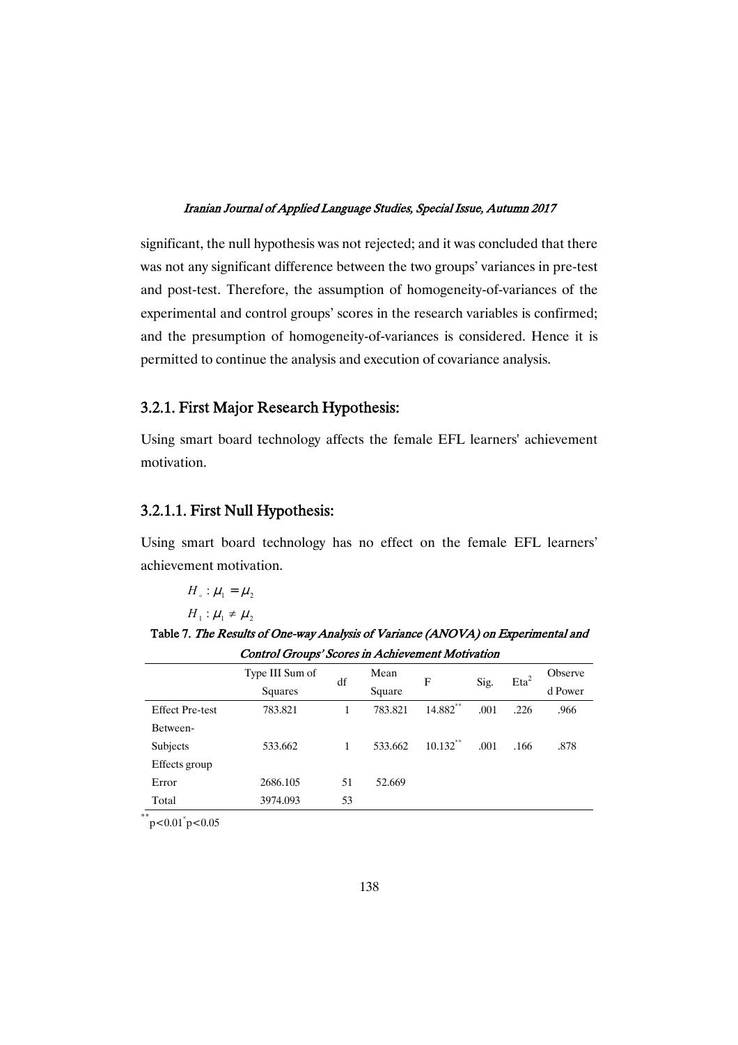significant, the null hypothesis was not rejected; and it was concluded that there was not any significant difference between the two groups' variances in pre-test and post-test. Therefore, the assumption of homogeneity-of-variances of the experimental and control groups' scores in the research variables is confirmed; and the presumption of homogeneity-of-variances is considered. Hence it is permitted to continue the analysis and execution of covariance analysis.

### 3.2.1. First Major Research Hypothesis:

Using smart board technology affects the female EFL learners' achievement motivation.

#### 3.2.1.1. First Null Hypothesis:

Using smart board technology has no effect on the female EFL learners' achievement motivation.

$$H_0 : \mu_1 = \mu_2$$

$$H_1 : \mu_1 \neq \mu_2$$

**Table 7.** *The Results of One-way Analysis of Variance (ANOVA) on Experimental and Control Groups' Scores in Achievement Motivation*

| | Type III Sum of Squares | df | Mean Square | F | Sig. | $Eta^2$ | Observed Power |
|---|---|---|---|---|---|---|---|
| Effect Pre-test | 783.821 | 1 | 783.821 | $14.882^{**}$ | .001 | .226 | .966 |
| Between-Subjects Effects group | 533.662 | 1 | 533.662 | $10.132^{**}$ | .001 | .166 | .878 |
| Error | 2686.105 | 51 | 52.669 | | | | |
| Total | 3974.093 | 53 | | | | | |

$^{**}p<0.01$ $^{*}p<0.05$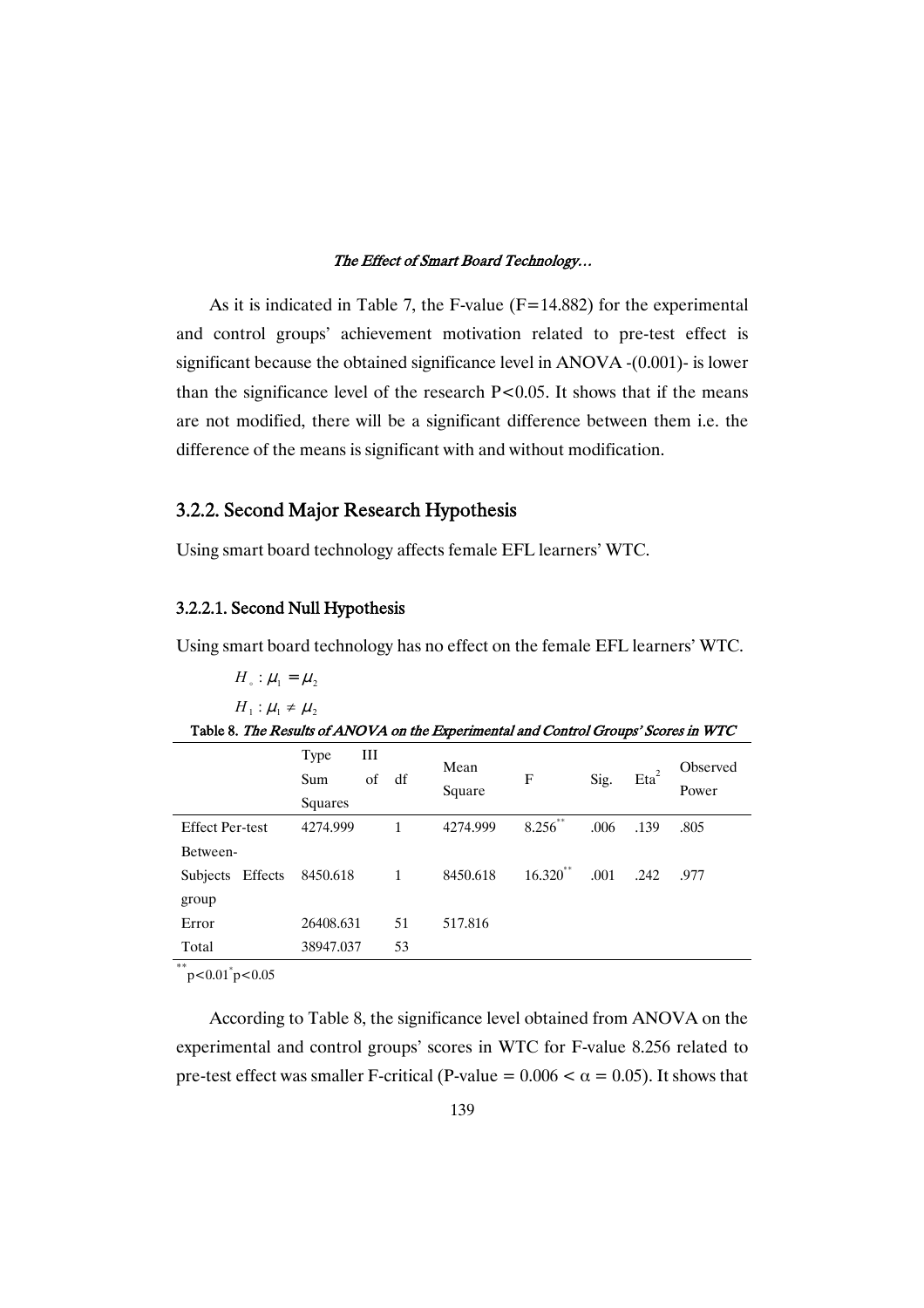As it is indicated in Table 7, the F-value (F=14.882) for the experimental and control groups' achievement motivation related to pre-test effect is significant because the obtained significance level in ANOVA -(0.001)- is lower than the significance level of the research P<0.05. It shows that if the means are not modified, there will be a significant difference between them i.e. the difference of the means is significant with and without modification.

### 3.2.2. Second Major Research Hypothesis

Using smart board technology affects female EFL learners' WTC.

#### 3.2.2.1. Second Null Hypothesis

Using smart board technology has no effect on the female EFL learners' WTC.

$H_{\circ} : \mu_1 = \mu_2$

$H_1 : \mu_1 \neq \mu_2$

**Table 8.** *The Results of ANOVA on the Experimental and Control Groups' Scores in WTC*

| | Type III Sum of Squares | df | Mean Square | F | Sig. | $Eta^2$ | Observed Power |
|---|---|---|---|---|---|---|---|
| Effect Per-test | 4274.999 | 1 | 4274.999 | 8.256** | .006 | .139 | .805 |
| Between-Subjects Effects group | 8450.618 | 1 | 8450.618 | 16.320** | .001 | .242 | .977 |
| Error | 26408.631 | 51 | 517.816 | | | | |
| Total | 38947.037 | 53 | | | | | |

** $p<0.01$ * $p<0.05$

According to Table 8, the significance level obtained from ANOVA on the experimental and control groups' scores in WTC for F-value 8.256 related to pre-test effect was smaller F-critical (P-value = 0.006 < $\alpha$ = 0.05). It shows that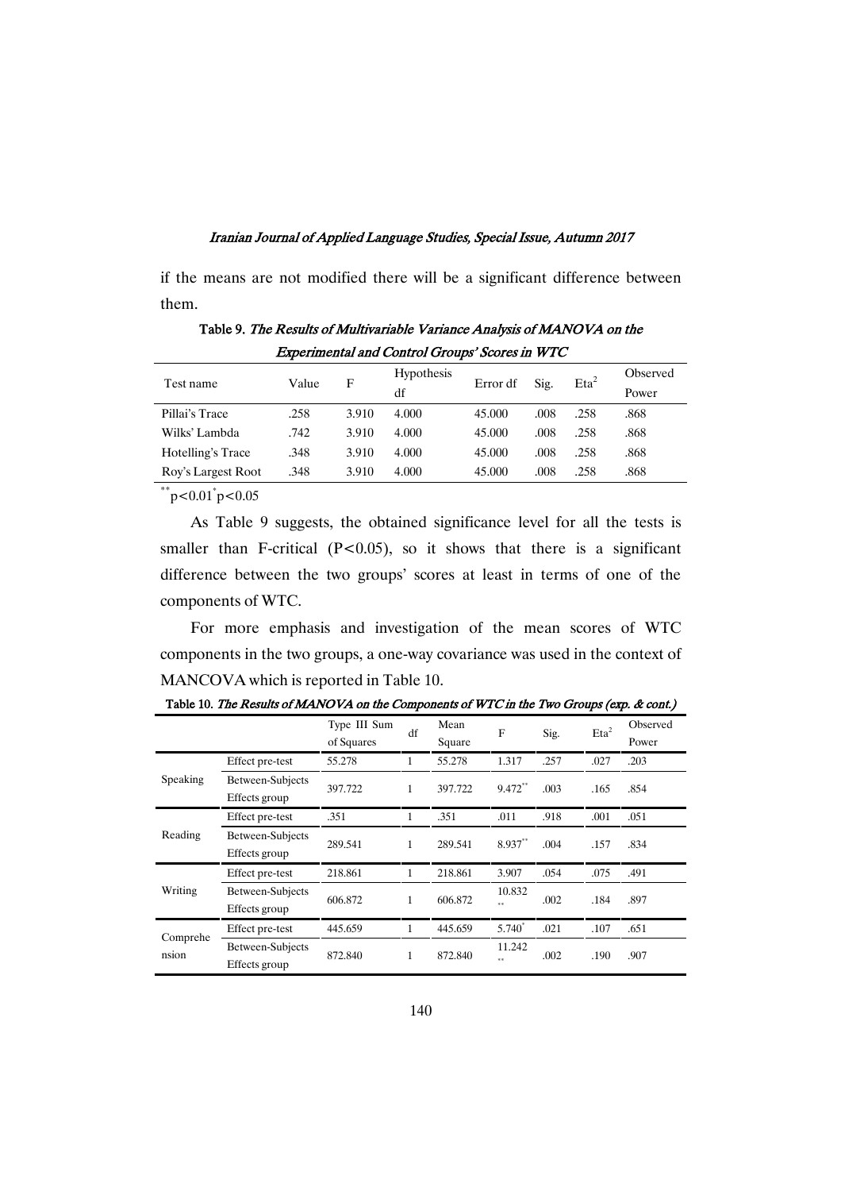if the means are not modified there will be a significant difference between them.

**Table 9.** *The Results of Multivariable Variance Analysis of MANOVA on the Experimental and Control Groups' Scores in WTC*

| Test name | Value | F | Hypothesis df | Error df | Sig. | $Eta^2$ | Observed Power |
|---|---|---|---|---|---|---|---|
| Pillai's Trace | .258 | 3.910 | 4.000 | 45.000 | .008 | .258 | .868 |
| Wilks' Lambda | .742 | 3.910 | 4.000 | 45.000 | .008 | .258 | .868 |
| Hotelling's Trace | .348 | 3.910 | 4.000 | 45.000 | .008 | .258 | .868 |
| Roy's Largest Root | .348 | 3.910 | 4.000 | 45.000 | .008 | .258 | .868 |

$^{**}p<0.01$ $^{*}p<0.05$

As Table 9 suggests, the obtained significance level for all the tests is smaller than F-critical ($P<0.05$), so it shows that there is a significant difference between the two groups' scores at least in terms of one of the components of WTC.

For more emphasis and investigation of the mean scores of WTC components in the two groups, a one-way covariance was used in the context of MANCOVA which is reported in Table 10.

**Table 10.** *The Results of MANOVA on the Components of WTC in the Two Groups (exp. & cont.)*

| | | Type III Sum of Squares | df | Mean Square | F | Sig. | $Eta^2$ | Observed Power |
|---|---|---|---|---|---|---|---|---|
| Speaking | Effect pre-test | 55.278 | 1 | 55.278 | 1.317 | .257 | .027 | .203 |
| | Between-Subjects Effects group | 397.722 | 1 | 397.722 | $9.472^{**}$ | .003 | .165 | .854 |
| Reading | Effect pre-test | .351 | 1 | .351 | .011 | .918 | .001 | .051 |
| | Between-Subjects Effects group | 289.541 | 1 | 289.541 | $8.937^{**}$ | .004 | .157 | .834 |
| Writing | Effect pre-test | 218.861 | 1 | 218.861 | 3.907 | .054 | .075 | .491 |
| | Between-Subjects Effects group | 606.872 | 1 | 606.872 | $10.832^{**}$ | .002 | .184 | .897 |
| Comprehension | Effect pre-test | 445.659 | 1 | 445.659 | $5.740^{*}$ | .021 | .107 | .651 |
| | Between-Subjects Effects group | 872.840 | 1 | 872.840 | $11.242^{**}$ | .002 | .190 | .907 |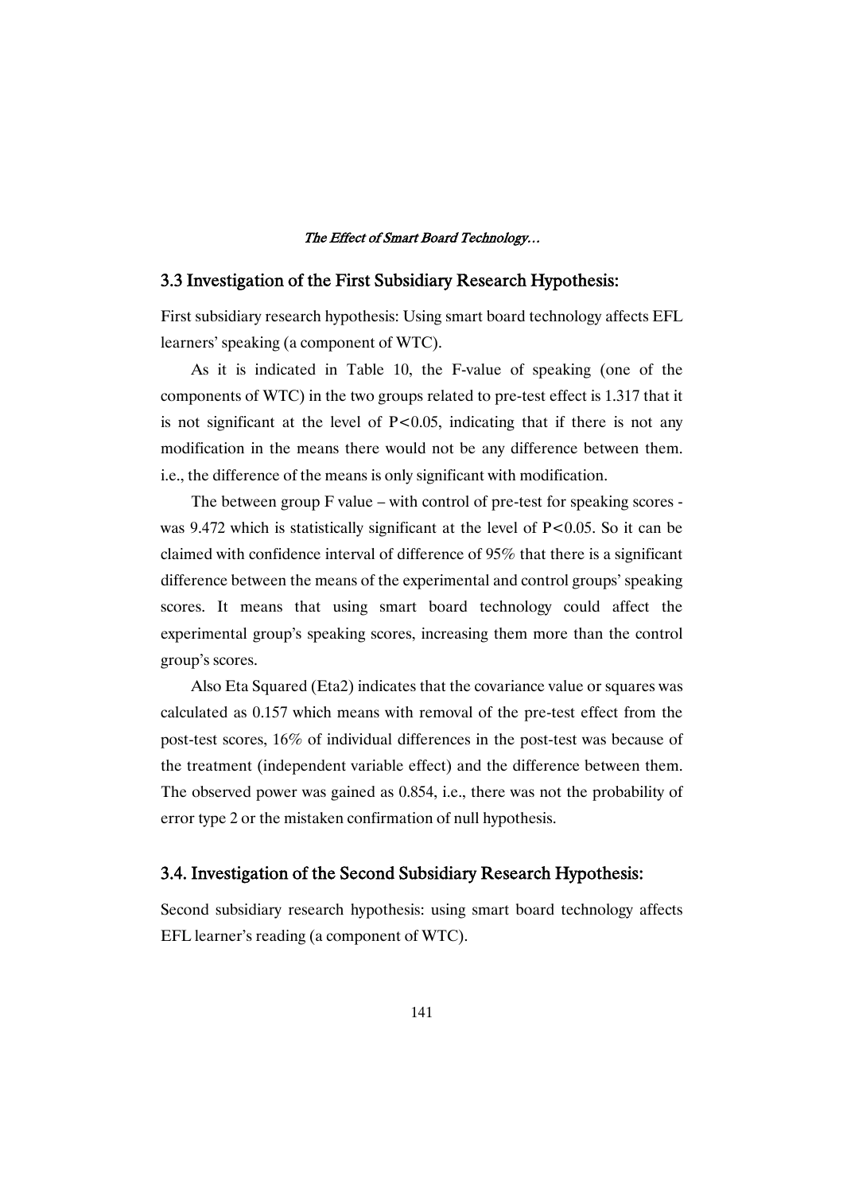## 3.3 Investigation of the First Subsidiary Research Hypothesis:

First subsidiary research hypothesis: Using smart board technology affects EFL learners' speaking (a component of WTC).

As it is indicated in Table 10, the F-value of speaking (one of the components of WTC) in the two groups related to pre-test effect is 1.317 that it is not significant at the level of $P<0.05$, indicating that if there is not any modification in the means there would not be any difference between them. i.e., the difference of the means is only significant with modification.

The between group F value – with control of pre-test for speaking scores - was 9.472 which is statistically significant at the level of $P<0.05$. So it can be claimed with confidence interval of difference of 95% that there is a significant difference between the means of the experimental and control groups' speaking scores. It means that using smart board technology could affect the experimental group's speaking scores, increasing them more than the control group's scores.

Also Eta Squared (Eta2) indicates that the covariance value or squares was calculated as 0.157 which means with removal of the pre-test effect from the post-test scores, 16% of individual differences in the post-test was because of the treatment (independent variable effect) and the difference between them. The observed power was gained as 0.854, i.e., there was not the probability of error type 2 or the mistaken confirmation of null hypothesis.

## 3.4. Investigation of the Second Subsidiary Research Hypothesis:

Second subsidiary research hypothesis: using smart board technology affects EFL learner's reading (a component of WTC).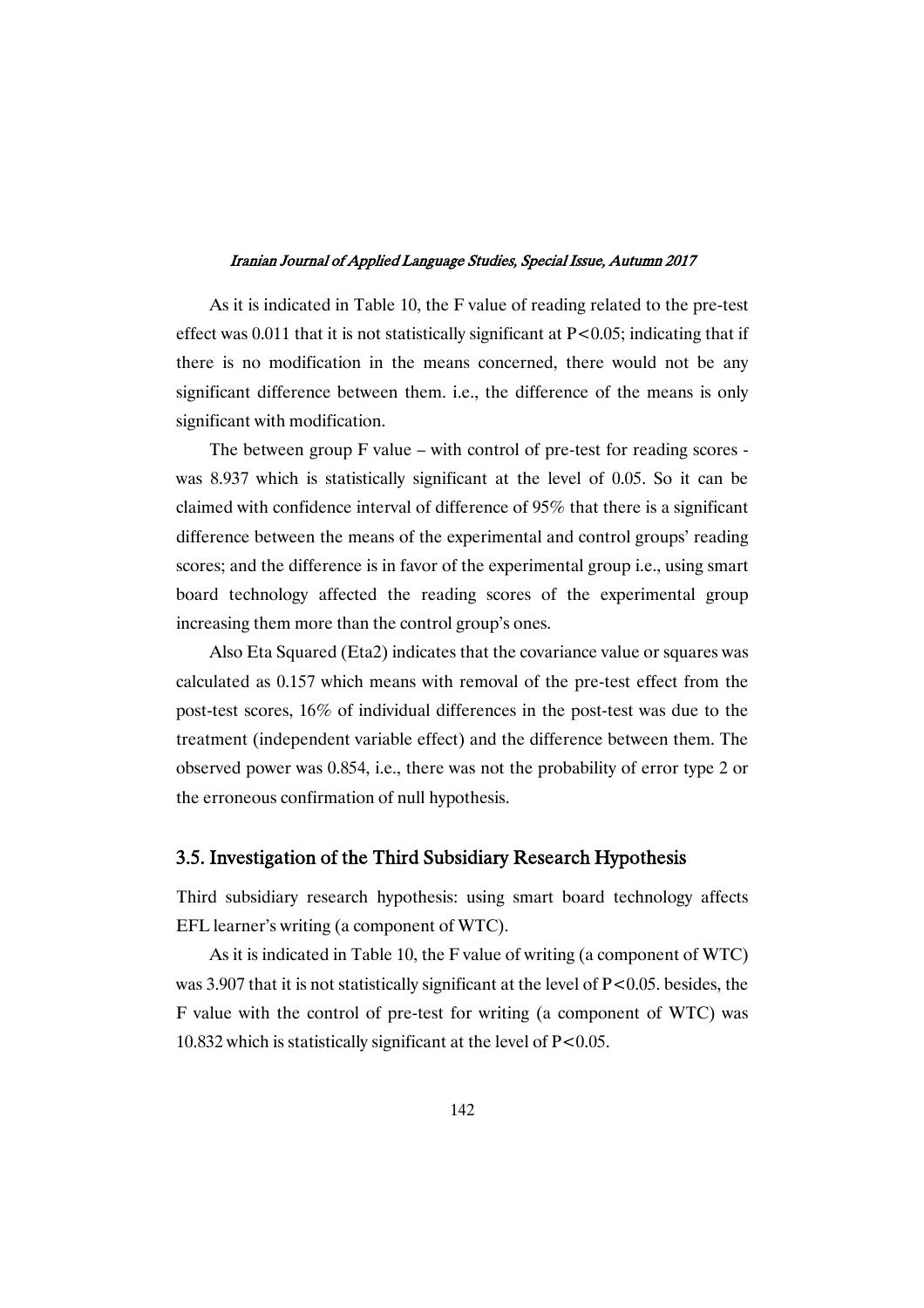As it is indicated in Table 10, the F value of reading related to the pre-test effect was 0.011 that it is not statistically significant at $P<0.05$; indicating that if there is no modification in the means concerned, there would not be any significant difference between them. i.e., the difference of the means is only significant with modification.

The between group F value – with control of pre-test for reading scores - was 8.937 which is statistically significant at the level of 0.05. So it can be claimed with confidence interval of difference of 95% that there is a significant difference between the means of the experimental and control groups' reading scores; and the difference is in favor of the experimental group i.e., using smart board technology affected the reading scores of the experimental group increasing them more than the control group's ones.

Also Eta Squared (Eta2) indicates that the covariance value or squares was calculated as 0.157 which means with removal of the pre-test effect from the post-test scores, 16% of individual differences in the post-test was due to the treatment (independent variable effect) and the difference between them. The observed power was 0.854, i.e., there was not the probability of error type 2 or the erroneous confirmation of null hypothesis.

## 3.5. Investigation of the Third Subsidiary Research Hypothesis

Third subsidiary research hypothesis: using smart board technology affects EFL learner's writing (a component of WTC).

As it is indicated in Table 10, the F value of writing (a component of WTC) was 3.907 that it is not statistically significant at the level of $P<0.05$. besides, the F value with the control of pre-test for writing (a component of WTC) was 10.832 which is statistically significant at the level of $P<0.05$.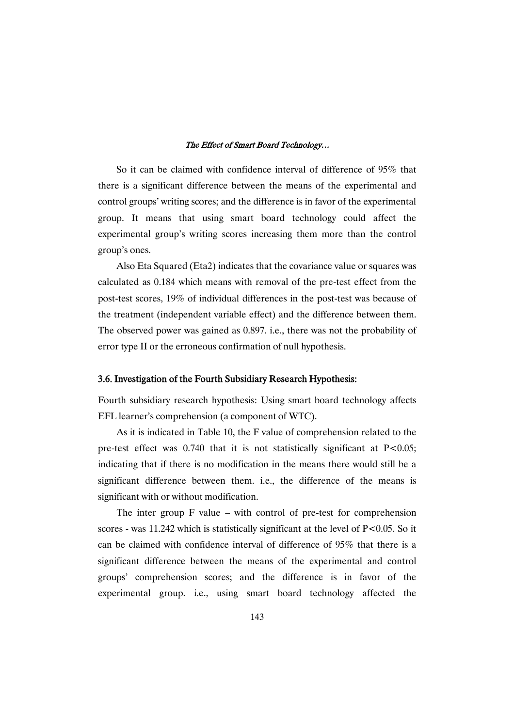So it can be claimed with confidence interval of difference of 95% that there is a significant difference between the means of the experimental and control groups' writing scores; and the difference is in favor of the experimental group. It means that using smart board technology could affect the experimental group's writing scores increasing them more than the control group's ones.

Also Eta Squared (Eta2) indicates that the covariance value or squares was calculated as 0.184 which means with removal of the pre-test effect from the post-test scores, 19% of individual differences in the post-test was because of the treatment (independent variable effect) and the difference between them. The observed power was gained as 0.897. i.e., there was not the probability of error type II or the erroneous confirmation of null hypothesis.

### 3.6. Investigation of the Fourth Subsidiary Research Hypothesis:

Fourth subsidiary research hypothesis: Using smart board technology affects EFL learner's comprehension (a component of WTC).

As it is indicated in Table 10, the F value of comprehension related to the pre-test effect was 0.740 that it is not statistically significant at $P<0.05$; indicating that if there is no modification in the means there would still be a significant difference between them. i.e., the difference of the means is significant with or without modification.

The inter group F value – with control of pre-test for comprehension scores - was 11.242 which is statistically significant at the level of $P<0.05$. So it can be claimed with confidence interval of difference of 95% that there is a significant difference between the means of the experimental and control groups' comprehension scores; and the difference is in favor of the experimental group. i.e., using smart board technology affected the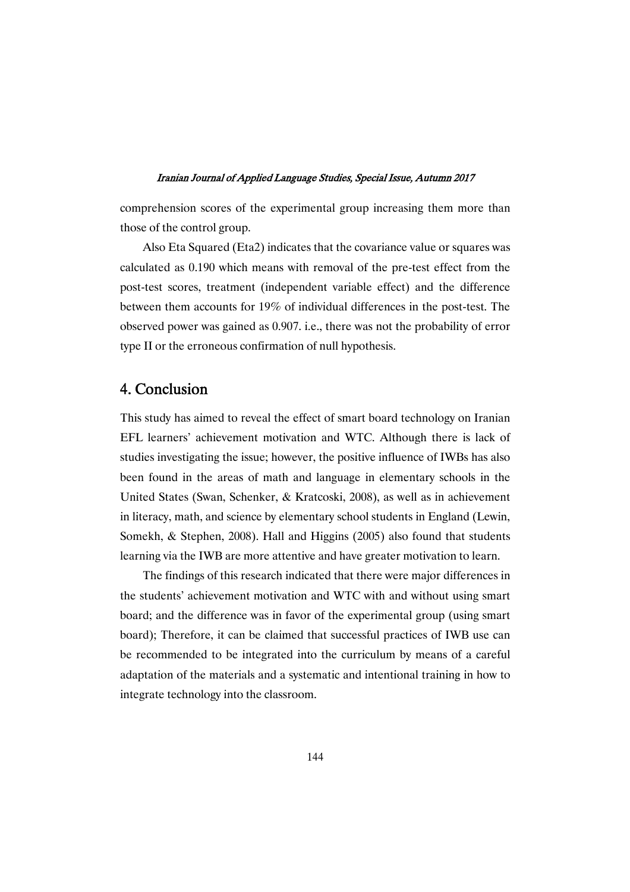comprehension scores of the experimental group increasing them more than those of the control group.

Also Eta Squared (Eta2) indicates that the covariance value or squares was calculated as 0.190 which means with removal of the pre-test effect from the post-test scores, treatment (independent variable effect) and the difference between them accounts for 19% of individual differences in the post-test. The observed power was gained as 0.907. i.e., there was not the probability of error type II or the erroneous confirmation of null hypothesis.

## 4. Conclusion

This study has aimed to reveal the effect of smart board technology on Iranian EFL learners' achievement motivation and WTC. Although there is lack of studies investigating the issue; however, the positive influence of IWBs has also been found in the areas of math and language in elementary schools in the United States (Swan, Schenker, & Kratcoski, 2008), as well as in achievement in literacy, math, and science by elementary school students in England (Lewin, Somekh, & Stephen, 2008). Hall and Higgins (2005) also found that students learning via the IWB are more attentive and have greater motivation to learn.

The findings of this research indicated that there were major differences in the students' achievement motivation and WTC with and without using smart board; and the difference was in favor of the experimental group (using smart board); Therefore, it can be claimed that successful practices of IWB use can be recommended to be integrated into the curriculum by means of a careful adaptation of the materials and a systematic and intentional training in how to integrate technology into the classroom.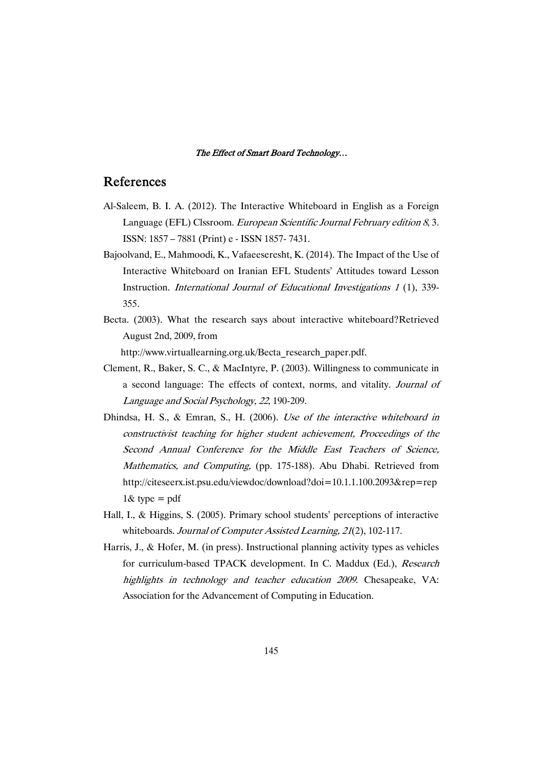## References

Al-Saleem, B. I. A. (2012). The Interactive Whiteboard in English as a Foreign Language (EFL) Clssroom. *European Scientific Journal February edition 8*, 3. ISSN: 1857 – 7881 (Print) e - ISSN 1857- 7431.

Bajoolvand, E., Mahmoodi, K., Vafaeeseresht, K. (2014). The Impact of the Use of Interactive Whiteboard on Iranian EFL Students' Attitudes toward Lesson Instruction. *International Journal of Educational Investigations 1* (1), 339-355.

Becta. (2003). What the research says about interactive whiteboard?Retrieved August 2nd, 2009, from http://www.virtuallearning.org.uk/Becta_research_paper.pdf.

Clement, R., Baker, S. C., & MacIntyre, P. (2003). Willingness to communicate in a second language: The effects of context, norms, and vitality. *Journal of Language and Social Psychology, 22*, 190-209.

Dhindsa, H. S., & Emran, S., H. (2006). *Use of the interactive whiteboard in constructivist teaching for higher student achievement, Proceedings of the Second Annual Conference for the Middle East Teachers of Science, Mathematics, and Computing*, (pp. 175-188). Abu Dhabi. Retrieved from http://citeseerx.ist.psu.edu/viewdoc/download?doi=10.1.1.100.2093&rep=rep1& type = pdf

Hall, I., & Higgins, S. (2005). Primary school students' perceptions of interactive whiteboards. *Journal of Computer Assisted Learning, 21*(2), 102-117.

Harris, J., & Hofer, M. (in press). Instructional planning activity types as vehicles for curriculum-based TPACK development. In C. Maddux (Ed.), *Research highlights in technology and teacher education 2009*. Chesapeake, VA: Association for the Advancement of Computing in Education.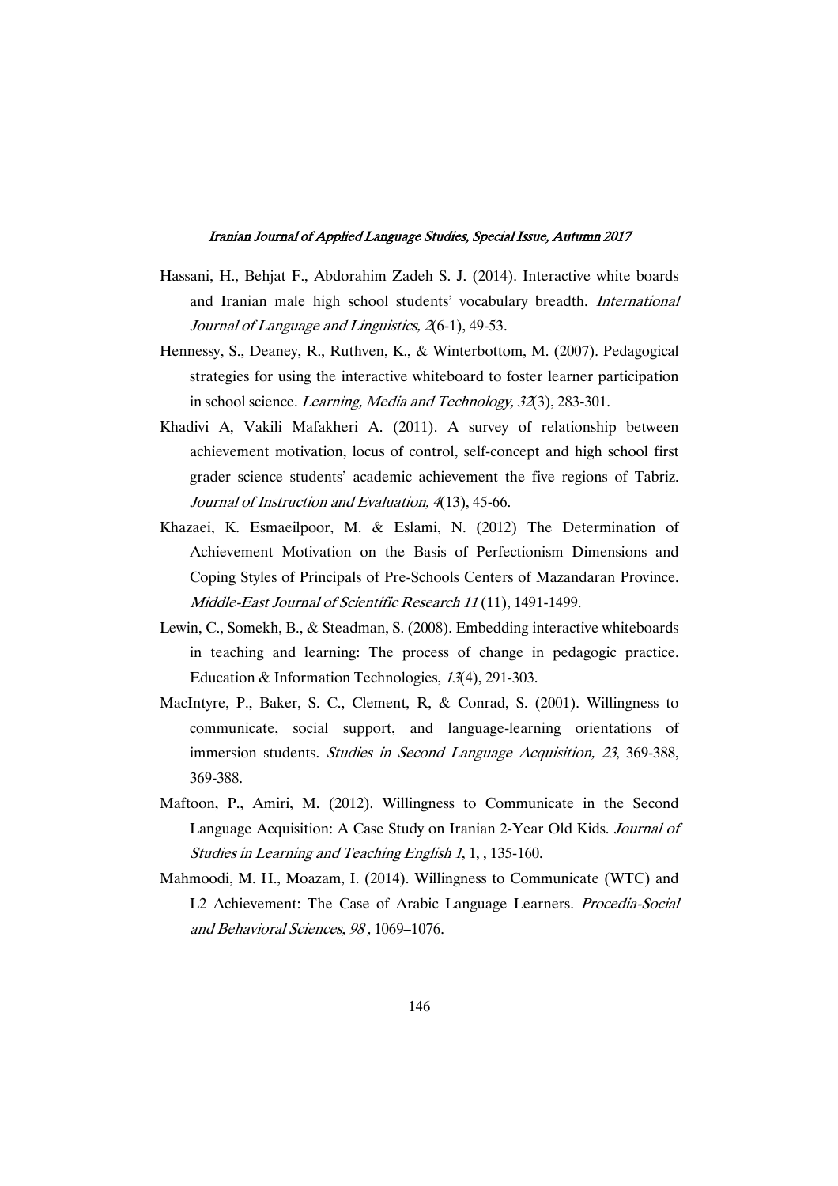Hassani, H., Behjat F., Abdorahim Zadeh S. J. (2014). Interactive white boards and Iranian male high school students' vocabulary breadth. *International Journal of Language and Linguistics, 2*(6-1), 49-53.

Hennessy, S., Deaney, R., Ruthven, K., & Winterbottom, M. (2007). Pedagogical strategies for using the interactive whiteboard to foster learner participation in school science. *Learning, Media and Technology, 32*(3), 283-301.

Khadivi A, Vakili Mafakheri A. (2011). A survey of relationship between achievement motivation, locus of control, self-concept and high school first grader science students' academic achievement the five regions of Tabriz. *Journal of Instruction and Evaluation, 4*(13), 45-66.

Khazaei, K. Esmaeilpoor, M. & Eslami, N. (2012) The Determination of Achievement Motivation on the Basis of Perfectionism Dimensions and Coping Styles of Principals of Pre-Schools Centers of Mazandaran Province. *Middle-East Journal of Scientific Research 11* (11), 1491-1499.

Lewin, C., Somekh, B., & Steadman, S. (2008). Embedding interactive whiteboards in teaching and learning: The process of change in pedagogic practice. Education & Information Technologies, *13*(4), 291-303.

MacIntyre, P., Baker, S. C., Clement, R, & Conrad, S. (2001). Willingness to communicate, social support, and language-learning orientations of immersion students. *Studies in Second Language Acquisition, 23*, 369-388, 369-388.

Maftoon, P., Amiri, M. (2012). Willingness to Communicate in the Second Language Acquisition: A Case Study on Iranian 2-Year Old Kids. *Journal of Studies in Learning and Teaching English 1*, 1, , 135-160.

Mahmoodi, M. H., Moazam, I. (2014). Willingness to Communicate (WTC) and L2 Achievement: The Case of Arabic Language Learners. *Procedia-Social and Behavioral Sciences, 98* , 1069–1076.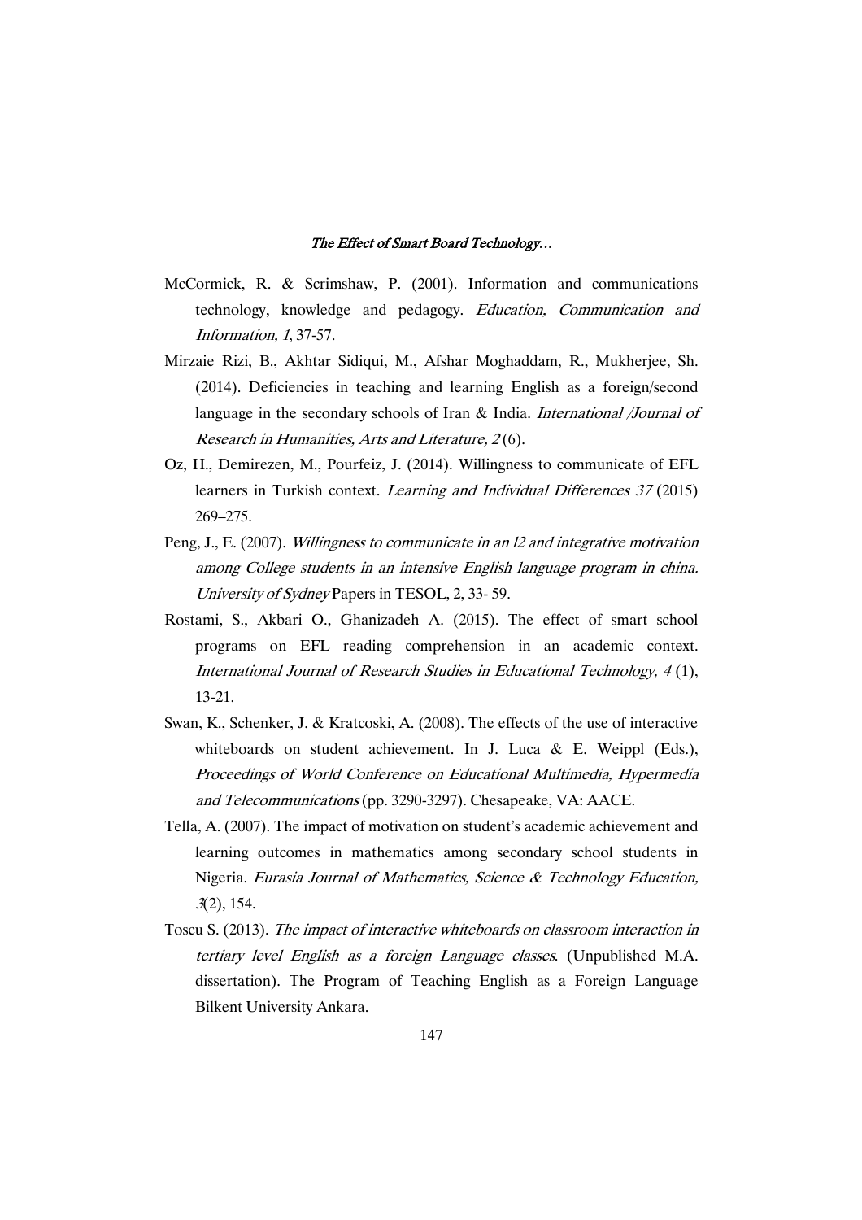McCormick, R. & Scrimshaw, P. (2001). Information and communications technology, knowledge and pedagogy. *Education, Communication and Information, 1*, 37-57.

Mirzaie Rizi, B., Akhtar Sidiqui, M., Afshar Moghaddam, R., Mukherjee, Sh. (2014). Deficiencies in teaching and learning English as a foreign/second language in the secondary schools of Iran & India. *International /Journal of Research in Humanities, Arts and Literature, 2* (6).

Oz, H., Demirezen, M., Pourfeiz, J. (2014). Willingness to communicate of EFL learners in Turkish context. *Learning and Individual Differences 37* (2015) 269–275.

Peng, J., E. (2007). *Willingness to communicate in an l2 and integrative motivation among College students in an intensive English language program in china. University of Sydney* Papers in TESOL, 2, 33- 59.

Rostami, S., Akbari O., Ghanizadeh A. (2015). The effect of smart school programs on EFL reading comprehension in an academic context. *International Journal of Research Studies in Educational Technology, 4* (1), 13-21.

Swan, K., Schenker, J. & Kratcoski, A. (2008). The effects of the use of interactive whiteboards on student achievement. In J. Luca & E. Weippl (Eds.), *Proceedings of World Conference on Educational Multimedia, Hypermedia and Telecommunications* (pp. 3290-3297). Chesapeake, VA: AACE.

Tella, A. (2007). The impact of motivation on student's academic achievement and learning outcomes in mathematics among secondary school students in Nigeria. *Eurasia Journal of Mathematics, Science & Technology Education, 3*(2), 154.

Toscu S. (2013). *The impact of interactive whiteboards on classroom interaction in tertiary level English as a foreign Language classes*. (Unpublished M.A. dissertation). The Program of Teaching English as a Foreign Language Bilkent University Ankara.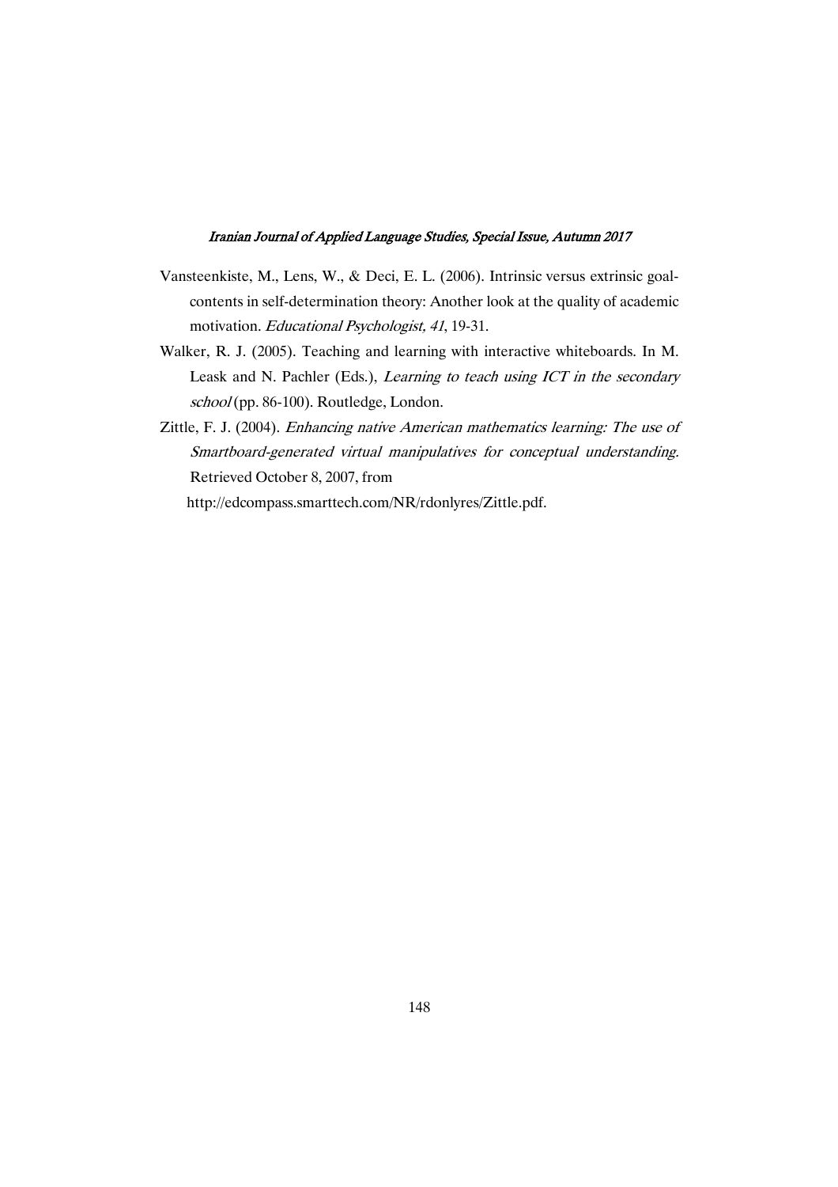Vansteenkiste, M., Lens, W., & Deci, E. L. (2006). Intrinsic versus extrinsic goal-contents in self-determination theory: Another look at the quality of academic motivation. *Educational Psychologist, 41*, 19-31.

Walker, R. J. (2005). Teaching and learning with interactive whiteboards. In M. Leask and N. Pachler (Eds.), *Learning to teach using ICT in the secondary school* (pp. 86-100). Routledge, London.

Zittle, F. J. (2004). *Enhancing native American mathematics learning: The use of Smartboard-generated virtual manipulatives for conceptual understanding.* Retrieved October 8, 2007, from http://edcompass.smarttech.com/NR/rdonlyres/Zittle.pdf.